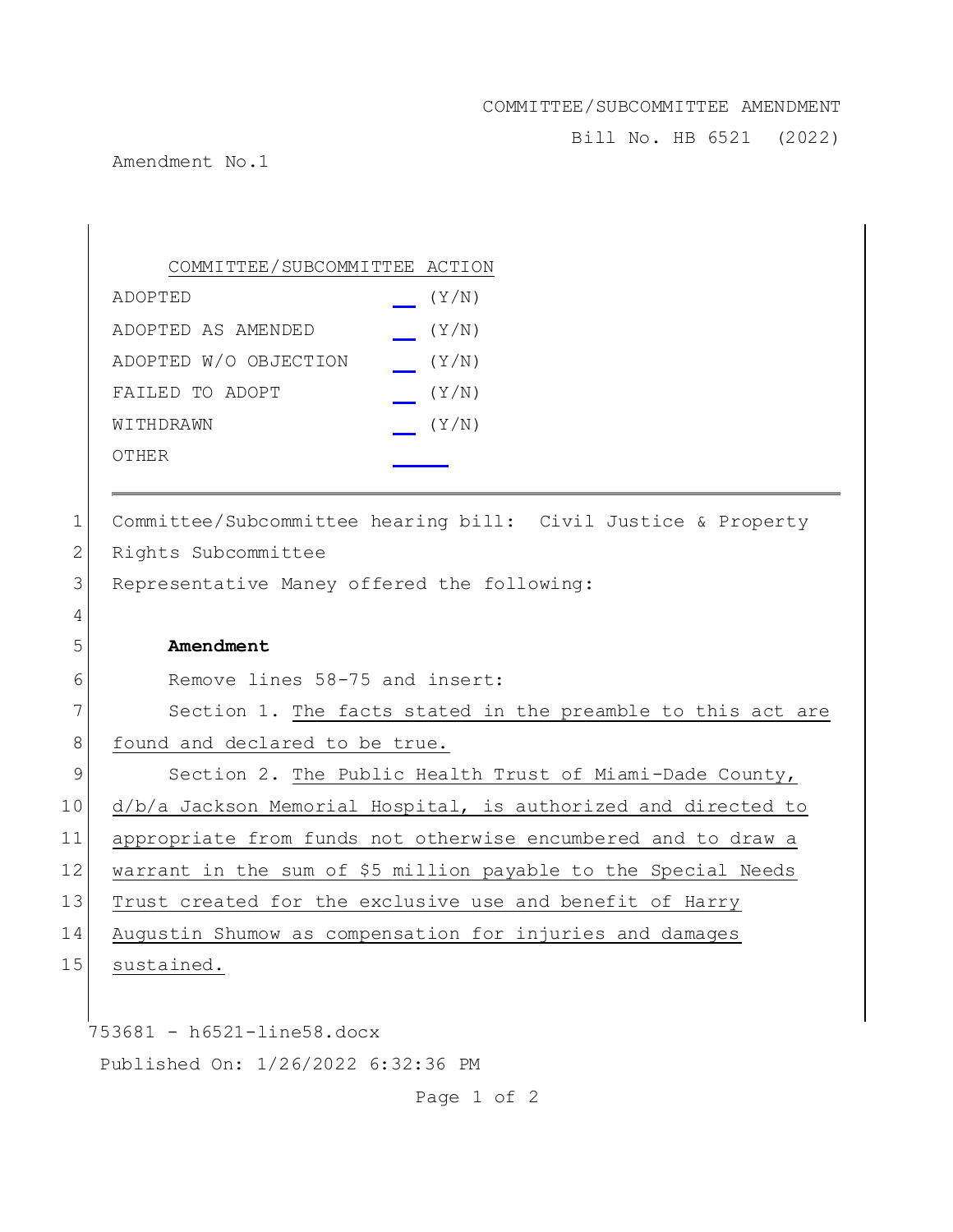COMMITTEE/SUBCOMMITTEE AMENDMENT

Bill No. HB 6521 (2022)

Amendment No.1

| COMMITTEE/SUBCOMMITTEE ACTION | |
|---|---|
| ADOPTED | __ (Y/N) |
| ADOPTED AS AMENDED | __ (Y/N) |
| ADOPTED W/O OBJECTION | __ (Y/N) |
| FAILED TO ADOPT | __ (Y/N) |
| WITHDRAWN | __ (Y/N) |
| OTHER | ____ |

1 Committee/Subcommittee hearing bill: Civil Justice & Property
2 Rights Subcommittee
3 Representative Maney offered the following:
4
5 **Amendment**
6 Remove lines 58-75 and insert:
7 Section 1. The facts stated in the preamble to this act are
8 found and declared to be true.
9 Section 2. The Public Health Trust of Miami-Dade County,
10 d/b/a Jackson Memorial Hospital, is authorized and directed to
11 appropriate from funds not otherwise encumbered and to draw a
12 warrant in the sum of $5 million payable to the Special Needs
13 Trust created for the exclusive use and benefit of Harry
14 Augustin Shumow as compensation for injuries and damages
15 sustained.

753681 - h6521-line58.docx

Published On: 1/26/2022 6:32:36 PM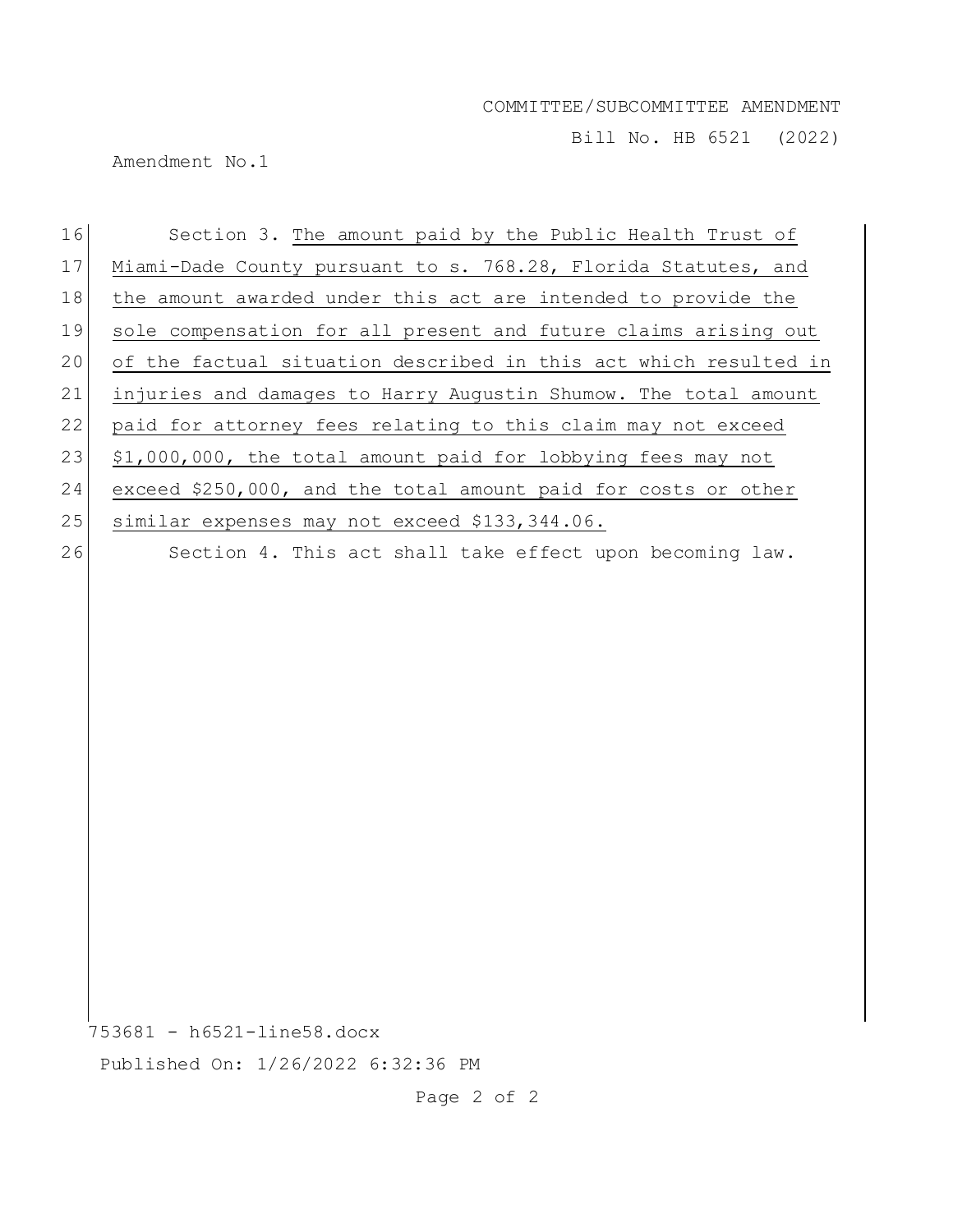Section 3. The amount paid by the Public Health Trust of Miami-Dade County pursuant to s. 768.28, Florida Statutes, and the amount awarded under this act are intended to provide the sole compensation for all present and future claims arising out of the factual situation described in this act which resulted in injuries and damages to Harry Augustin Shumow. The total amount paid for attorney fees relating to this claim may not exceed $1,000,000, the total amount paid for lobbying fees may not exceed $250,000, and the total amount paid for costs or other similar expenses may not exceed $133,344.06.

Section 4. This act shall take effect upon becoming law.